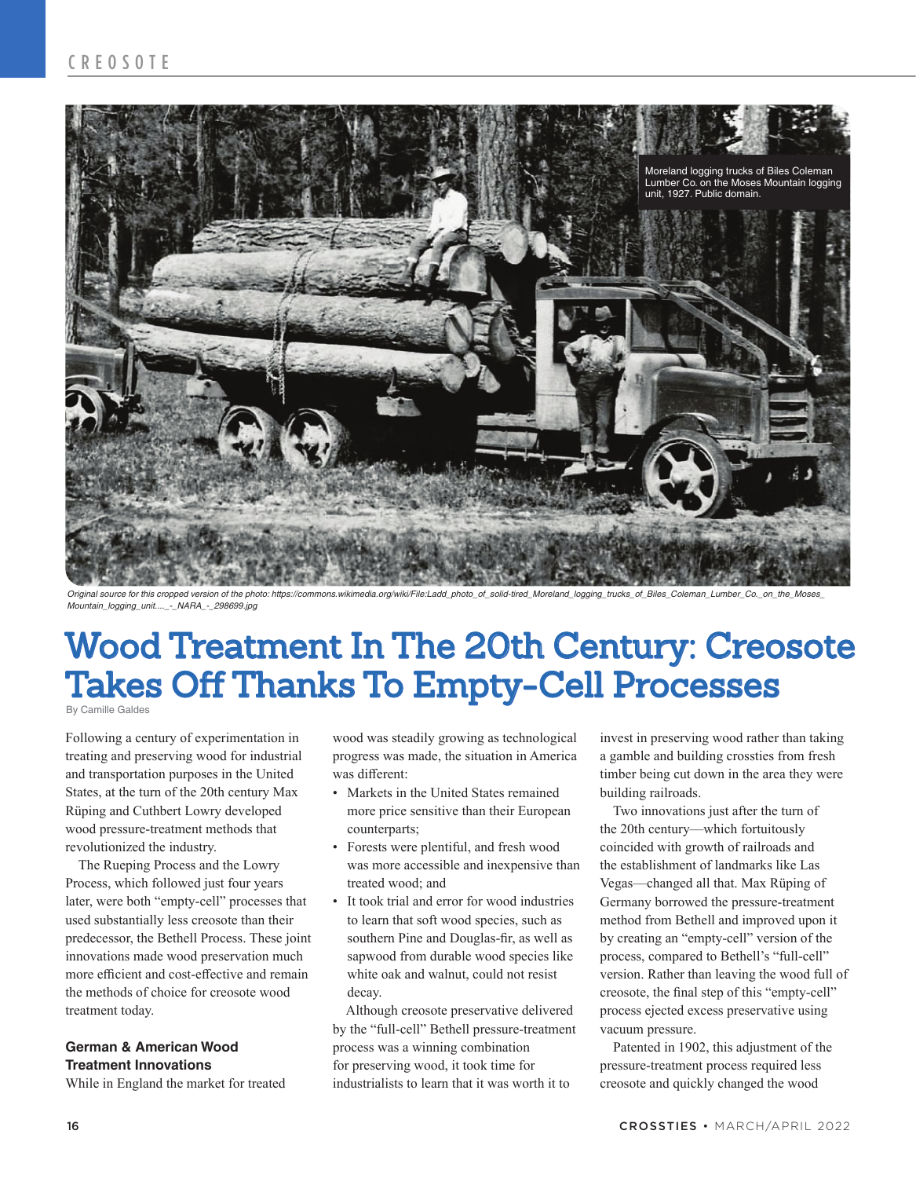Moreland logging trucks of Biles Coleman Lumber Co. on the Moses Mountain logging unit, 1927. Public domain.

*Original source for this cropped version of the photo: https://commons.wikimedia.org/wiki/File:Ladd_photo_of_solid-tired_Moreland_logging_trucks_of_Biles_Coleman_Lumber_Co._on_the_Moses_Mountain_logging_unit...._-_NARA_-_298699.jpg*

# Wood Treatment In The 20th Century: Creosote Takes Off Thanks To Empty-Cell Processes

By Camille Galdes

Following a century of experimentation in treating and preserving wood for industrial and transportation purposes in the United States, at the turn of the 20th century Max Rüping and Cuthbert Lowry developed wood pressure-treatment methods that revolutionized the industry.

The Rueping Process and the Lowry Process, which followed just four years later, were both "empty-cell" processes that used substantially less creosote than their predecessor, the Bethell Process. These joint innovations made wood preservation much more efficient and cost-effective and remain the methods of choice for creosote wood treatment today.

## German & American Wood Treatment Innovations

While in England the market for treated wood was steadily growing as technological progress was made, the situation in America was different:

- Markets in the United States remained more price sensitive than their European counterparts;
- Forests were plentiful, and fresh wood was more accessible and inexpensive than treated wood; and
- It took trial and error for wood industries to learn that soft wood species, such as southern Pine and Douglas-fir, as well as sapwood from durable wood species like white oak and walnut, could not resist decay.

Although creosote preservative delivered by the "full-cell" Bethell pressure-treatment process was a winning combination for preserving wood, it took time for industrialists to learn that it was worth it to invest in preserving wood rather than taking a gamble and building crossties from fresh timber being cut down in the area they were building railroads.

Two innovations just after the turn of the 20th century—which fortuitously coincided with growth of railroads and the establishment of landmarks like Las Vegas—changed all that. Max Rüping of Germany borrowed the pressure-treatment method from Bethell and improved upon it by creating an "empty-cell" version of the process, compared to Bethell's "full-cell" version. Rather than leaving the wood full of creosote, the final step of this "empty-cell" process ejected excess preservative using vacuum pressure.

Patented in 1902, this adjustment of the pressure-treatment process required less creosote and quickly changed the wood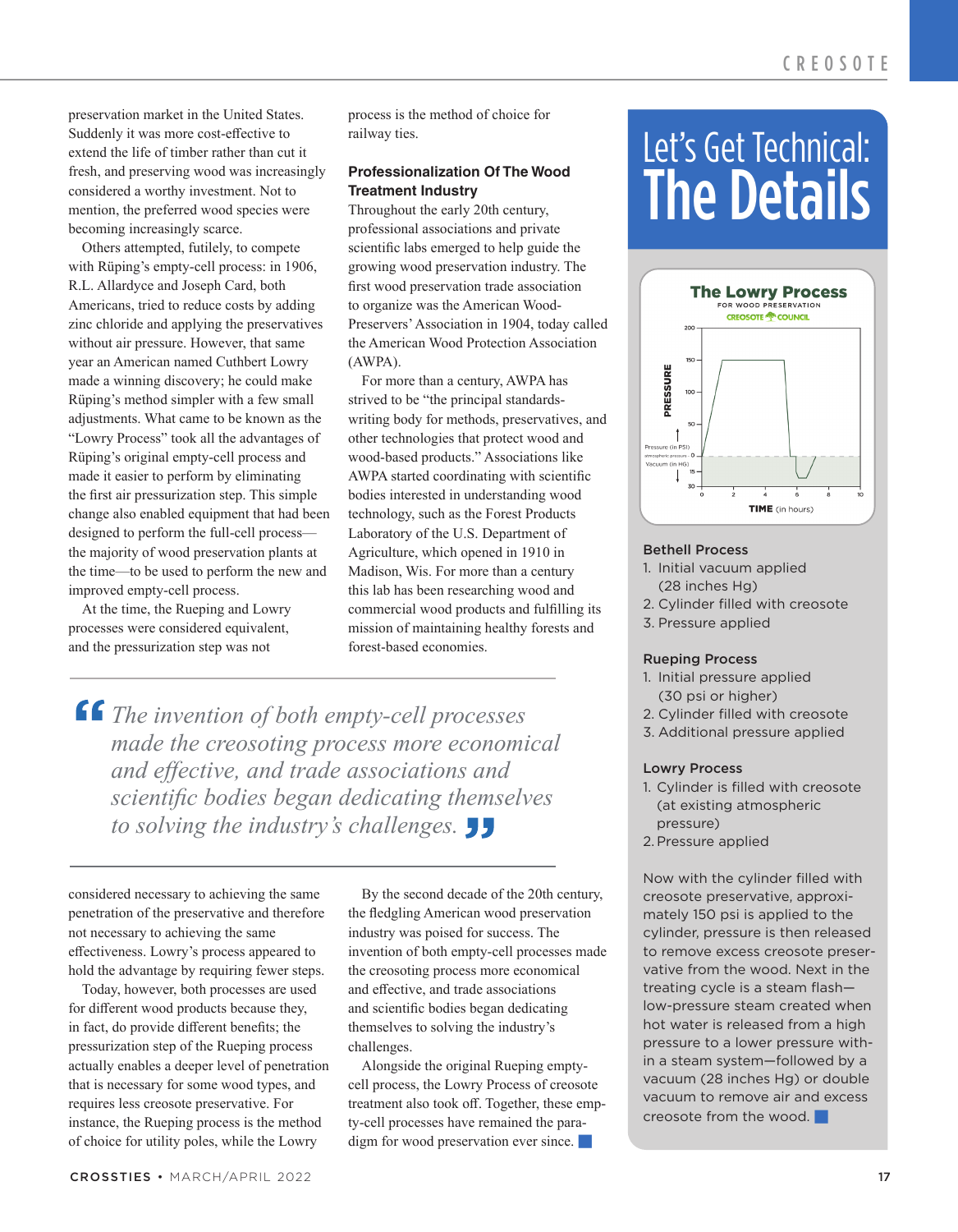preservation market in the United States. Suddenly it was more cost-effective to extend the life of timber rather than cut it fresh, and preserving wood was increasingly considered a worthy investment. Not to mention, the preferred wood species were becoming increasingly scarce.

Others attempted, futilely, to compete with Rüping's empty-cell process: in 1906, R.L. Allardyce and Joseph Card, both Americans, tried to reduce costs by adding zinc chloride and applying the preservatives without air pressure. However, that same year an American named Cuthbert Lowry made a winning discovery; he could make Rüping's method simpler with a few small adjustments. What came to be known as the "Lowry Process" took all the advantages of Rüping's original empty-cell process and made it easier to perform by eliminating the first air pressurization step. This simple change also enabled equipment that had been designed to perform the full-cell process—the majority of wood preservation plants at the time—to be used to perform the new and improved empty-cell process.

At the time, the Rueping and Lowry processes were considered equivalent, and the pressurization step was not considered necessary to achieving the same penetration of the preservative and therefore not necessary to achieving the same effectiveness. Lowry's process appeared to hold the advantage by requiring fewer steps.

Today, however, both processes are used for different wood products because they, in fact, do provide different benefits; the pressurization step of the Rueping process actually enables a deeper level of penetration that is necessary for some wood types, and requires less creosote preservative. For instance, the Rueping process is the method of choice for utility poles, while the Lowry process is the method of choice for railway ties.

## Professionalization Of The Wood Treatment Industry

Throughout the early 20th century, professional associations and private scientific labs emerged to help guide the growing wood preservation industry. The first wood preservation trade association to organize was the American Wood-Preservers' Association in 1904, today called the American Wood Protection Association (AWPA).

For more than a century, AWPA has strived to be "the principal standards-writing body for methods, preservatives, and other technologies that protect wood and wood-based products." Associations like AWPA started coordinating with scientific bodies interested in understanding wood technology, such as the Forest Products Laboratory of the U.S. Department of Agriculture, which opened in 1910 in Madison, Wis. For more than a century this lab has been researching wood and commercial wood products and fulfilling its mission of maintaining healthy forests and forest-based economies.

> *The invention of both empty-cell processes made the creosoting process more economical and effective, and trade associations and scientific bodies began dedicating themselves to solving the industry's challenges.*

By the second decade of the 20th century, the fledgling American wood preservation industry was poised for success. The invention of both empty-cell processes made the creosoting process more economical and effective, and trade associations and scientific bodies began dedicating themselves to solving the industry's challenges.

Alongside the original Rueping empty-cell process, the Lowry Process of creosote treatment also took off. Together, these empty-cell processes have remained the paradigm for wood preservation ever since.

## Let's Get Technical: The Details

**The Lowry Process**
FOR WOOD PRESERVATION
CREOSOTE COUNCIL

PRESSURE
Pressure (in PSI)
atmospheric pressure
Vacuum (in HG)
200
150
100
50
0
15
30
0
2
4
6
8
10
TIME (in hours)

### Bethell Process

1. Initial vacuum applied (28 inches Hg)
2. Cylinder filled with creosote
3. Pressure applied

### Rueping Process

1. Initial pressure applied (30 psi or higher)
2. Cylinder filled with creosote
3. Additional pressure applied

### Lowry Process

1. Cylinder is filled with creosote (at existing atmospheric pressure)
2. Pressure applied

Now with the cylinder filled with creosote preservative, approximately 150 psi is applied to the cylinder, pressure is then released to remove excess creosote preservative from the wood. Next in the treating cycle is a steam flash—low-pressure steam created when hot water is released from a high pressure to a lower pressure within a steam system—followed by a vacuum (28 inches Hg) or double vacuum to remove air and excess creosote from the wood.